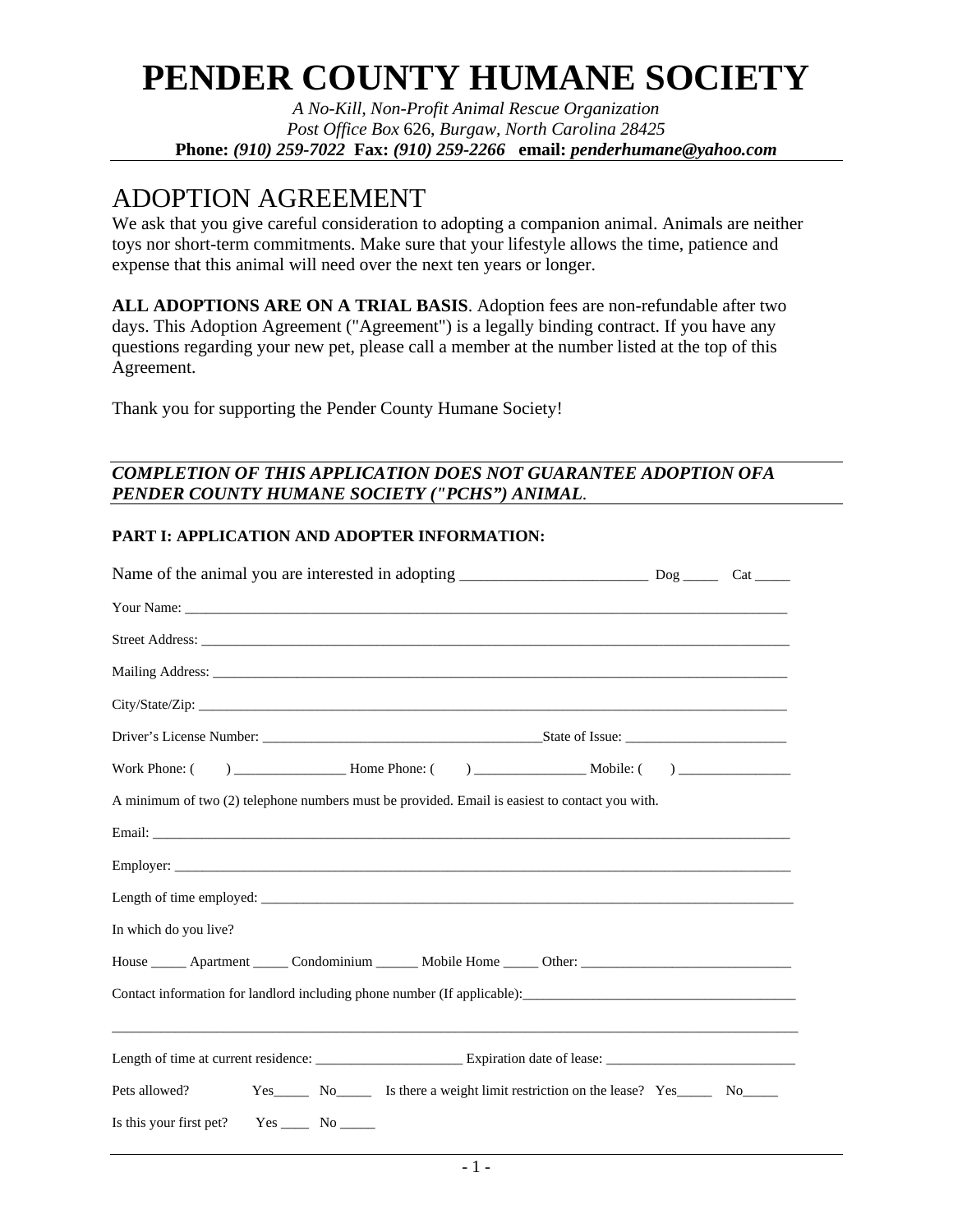# PENDER COUNTY HUMANE SOCIETY

*A No-Kill, Non-Profit Animal Rescue Organization*
*Post Office Box 626, Burgaw, North Carolina 28425*
**Phone:** ***(910) 259-7022*** **Fax:** ***(910) 259-2266*** **email:** ***penderhumane@yahoo.com***

## ADOPTION AGREEMENT

We ask that you give careful consideration to adopting a companion animal. Animals are neither toys nor short-term commitments. Make sure that your lifestyle allows the time, patience and expense that this animal will need over the next ten years or longer.

**ALL ADOPTIONS ARE ON A TRIAL BASIS**. Adoption fees are non-refundable after two days. This Adoption Agreement ("Agreement") is a legally binding contract. If you have any questions regarding your new pet, please call a member at the number listed at the top of this Agreement.

Thank you for supporting the Pender County Humane Society!

***COMPLETION OF THIS APPLICATION DOES NOT GUARANTEE ADOPTION OFA PENDER COUNTY HUMANE SOCIETY ("PCHS") ANIMAL***.

**PART I: APPLICATION AND ADOPTER INFORMATION:**

Name of the animal you are interested in adopting _______________________ Dog _____ Cat _____

Your Name: ________________________________________________________________________

Street Address: _____________________________________________________________________

Mailing Address: ____________________________________________________________________

City/State/Zip: ______________________________________________________________________

Driver's License Number: _______________________________________State of Issue: _______________________

Work Phone: ( ) ________________ Home Phone: ( ) ________________ Mobile: ( ) ________________

A minimum of two (2) telephone numbers must be provided. Email is easiest to contact you with.

Email: ____________________________________________________________________________

Employer: _________________________________________________________________________

Length of time employed: _____________________________________________________________

In which do you live?

House _____ Apartment _____ Condominium ______ Mobile Home _____ Other: ______________________________

Contact information for landlord including phone number (If applicable):_______________________________________

___________________________________________________________________________________

Length of time at current residence: _____________________ Expiration date of lease: ___________________________

Pets allowed? Yes_____ No_____ Is there a weight limit restriction on the lease? Yes_____ No_____

Is this your first pet? Yes ____ No _____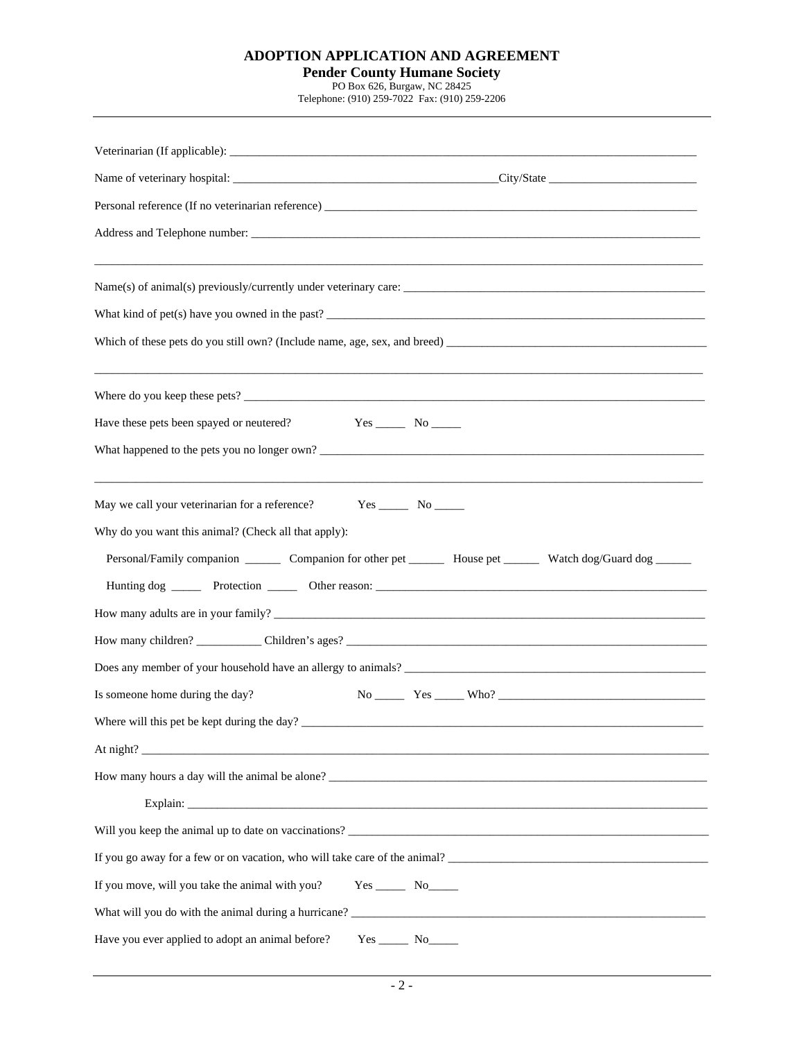# ADOPTION APPLICATION AND AGREEMENT

## Pender County Humane Society

PO Box 626, Burgaw, NC 28425
Telephone: (910) 259-7022 Fax: (910) 259-2206

---

Veterinarian (If applicable): ___________________________________________________________________________

Name of veterinary hospital: ________________________________________City/State _______________________

Personal reference (If no veterinarian reference) ___________________________________________________________

Address and Telephone number: _____________________________________________________________________

_____________________________________________________________________________________________

Name(s) of animal(s) previously/currently under veterinary care: _______________________________________________

What kind of pet(s) have you owned in the past? ____________________________________________________________

Which of these pets do you still own? (Include name, age, sex, and breed) ________________________________________

_____________________________________________________________________________________________

Where do you keep these pets? _________________________________________________________________________

Have these pets been spayed or neutered? Yes _____ No _____

What happened to the pets you no longer own? _____________________________________________________________

_____________________________________________________________________________________________

May we call your veterinarian for a reference? Yes _____ No _____

Why do you want this animal? (Check all that apply):

Personal/Family companion ______ Companion for other pet ______ House pet ______ Watch dog/Guard dog ______

Hunting dog _____ Protection _____ Other reason: ____________________________________________________

How many adults are in your family? ____________________________________________________________________

How many children? __________ Children's ages? _________________________________________________________

Does any member of your household have an allergy to animals? _______________________________________________

Is someone home during the day? No _____ Yes _____ Who? ________________________________

Where will this pet be kept during the day? _______________________________________________________________

At night? ____________________________________________________________________________________

How many hours a day will the animal be alone? ___________________________________________________________

Explain: ______________________________________________________________________________

Will you keep the animal up to date on vaccinations? ________________________________________________________

If you go away for a few or on vacation, who will take care of the animal? _______________________________________

If you move, will you take the animal with you? Yes _____ No_____

What will you do with the animal during a hurricane? _______________________________________________________

Have you ever applied to adopt an animal before? Yes _____ No_____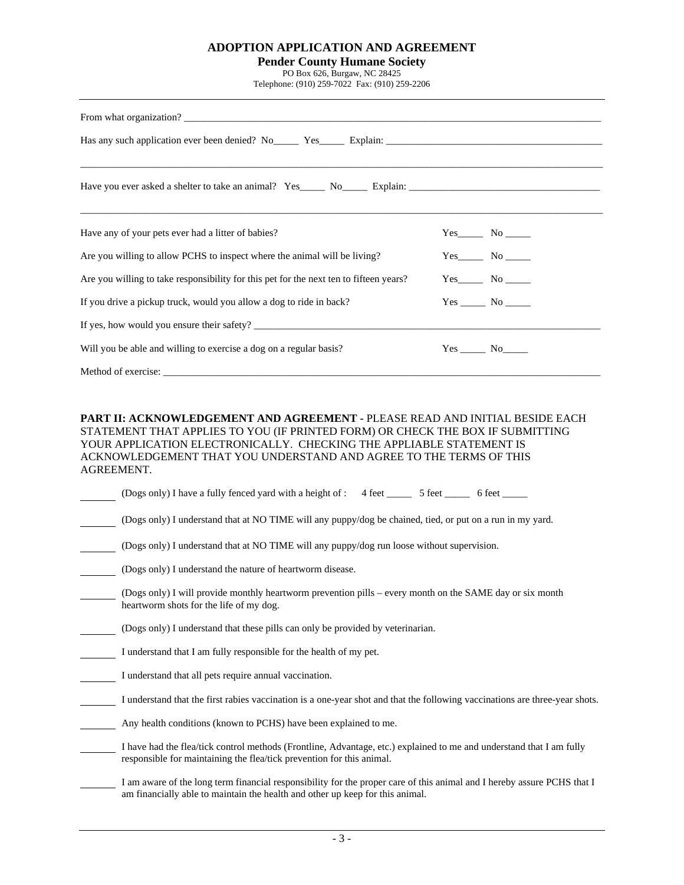**ADOPTION APPLICATION AND AGREEMENT**
**Pender County Humane Society**
PO Box 626, Burgaw, NC 28425
Telephone: (910) 259-7022 Fax: (910) 259-2206

From what organization? ____________________________________________________________

Has any such application ever been denied? No_____ Yes_____ Explain: ______________________________

______________________________________________________________________________

Have you ever asked a shelter to take an animal? Yes_____ No_____ Explain: __________________________

______________________________________________________________________________

Have any of your pets ever had a litter of babies? Yes_____ No _____

Are you willing to allow PCHS to inspect where the animal will be living? Yes_____ No _____

Are you willing to take responsibility for this pet for the next ten to fifteen years? Yes_____ No _____

If you drive a pickup truck, would you allow a dog to ride in back? Yes _____ No _____

If yes, how would you ensure their safety? ______________________________________________

Will you be able and willing to exercise a dog on a regular basis? Yes _____ No_____

Method of exercise: ________________________________________________________________

**PART II: ACKNOWLEDGEMENT AND AGREEMENT -** PLEASE READ AND INITIAL BESIDE EACH STATEMENT THAT APPLIES TO YOU (IF PRINTED FORM) OR CHECK THE BOX IF SUBMITTING YOUR APPLICATION ELECTRONICALLY. CHECKING THE APPLIABLE STATEMENT IS ACKNOWLEDGEMENT THAT YOU UNDERSTAND AND AGREE TO THE TERMS OF THIS AGREEMENT.

_______ (Dogs only) I have a fully fenced yard with a height of : 4 feet _____ 5 feet _____ 6 feet _____

_______ (Dogs only) I understand that at NO TIME will any puppy/dog be chained, tied, or put on a run in my yard.

_______ (Dogs only) I understand that at NO TIME will any puppy/dog run loose without supervision.

_______ (Dogs only) I understand the nature of heartworm disease.

_______ (Dogs only) I will provide monthly heartworm prevention pills – every month on the SAME day or six month heartworm shots for the life of my dog.

_______ (Dogs only) I understand that these pills can only be provided by veterinarian.

_______ I understand that I am fully responsible for the health of my pet.

_______ I understand that all pets require annual vaccination.

_______ I understand that the first rabies vaccination is a one-year shot and that the following vaccinations are three-year shots.

_______ Any health conditions (known to PCHS) have been explained to me.

_______ I have had the flea/tick control methods (Frontline, Advantage, etc.) explained to me and understand that I am fully responsible for maintaining the flea/tick prevention for this animal.

_______ I am aware of the long term financial responsibility for the proper care of this animal and I hereby assure PCHS that I am financially able to maintain the health and other up keep for this animal.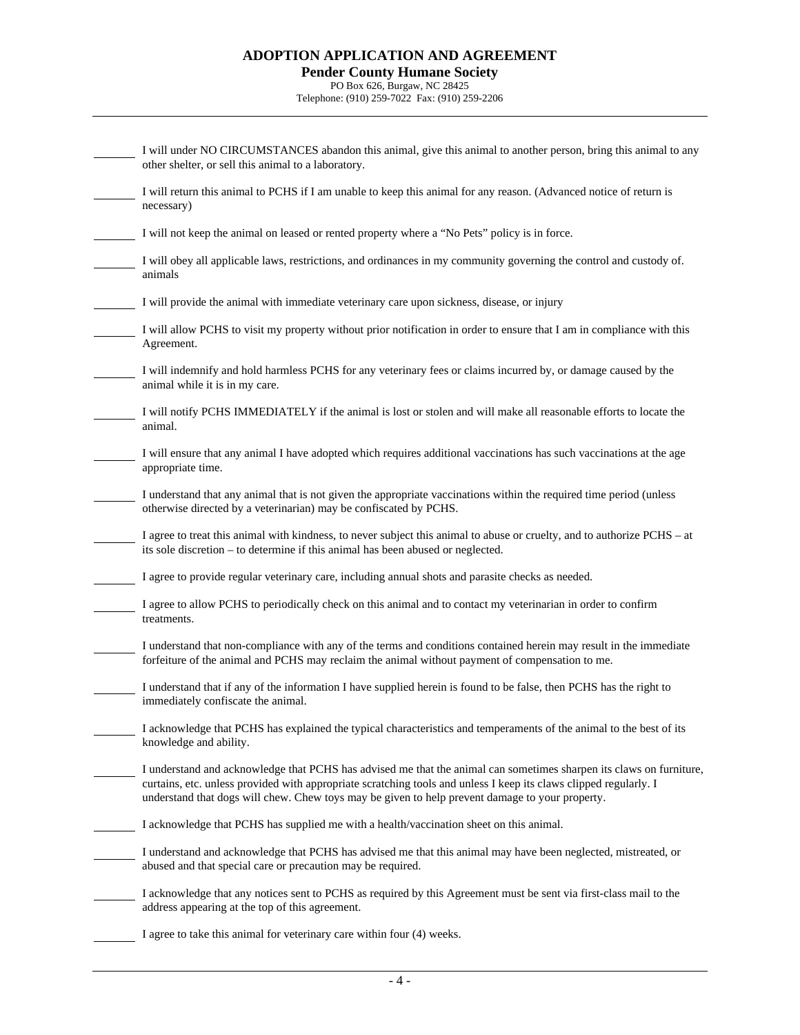# ADOPTION APPLICATION AND AGREEMENT

## Pender County Humane Society

PO Box 626, Burgaw, NC 28425
Telephone: (910) 259-7022 Fax: (910) 259-2206

_______ I will under NO CIRCUMSTANCES abandon this animal, give this animal to another person, bring this animal to any other shelter, or sell this animal to a laboratory.

_______ I will return this animal to PCHS if I am unable to keep this animal for any reason. (Advanced notice of return is necessary)

_______ I will not keep the animal on leased or rented property where a "No Pets" policy is in force.

_______ I will obey all applicable laws, restrictions, and ordinances in my community governing the control and custody of. animals

_______ I will provide the animal with immediate veterinary care upon sickness, disease, or injury

_______ I will allow PCHS to visit my property without prior notification in order to ensure that I am in compliance with this Agreement.

_______ I will indemnify and hold harmless PCHS for any veterinary fees or claims incurred by, or damage caused by the animal while it is in my care.

_______ I will notify PCHS IMMEDIATELY if the animal is lost or stolen and will make all reasonable efforts to locate the animal.

_______ I will ensure that any animal I have adopted which requires additional vaccinations has such vaccinations at the age appropriate time.

_______ I understand that any animal that is not given the appropriate vaccinations within the required time period (unless otherwise directed by a veterinarian) may be confiscated by PCHS.

_______ I agree to treat this animal with kindness, to never subject this animal to abuse or cruelty, and to authorize PCHS – at its sole discretion – to determine if this animal has been abused or neglected.

_______ I agree to provide regular veterinary care, including annual shots and parasite checks as needed.

_______ I agree to allow PCHS to periodically check on this animal and to contact my veterinarian in order to confirm treatments.

_______ I understand that non-compliance with any of the terms and conditions contained herein may result in the immediate forfeiture of the animal and PCHS may reclaim the animal without payment of compensation to me.

_______ I understand that if any of the information I have supplied herein is found to be false, then PCHS has the right to immediately confiscate the animal.

_______ I acknowledge that PCHS has explained the typical characteristics and temperaments of the animal to the best of its knowledge and ability.

_______ I understand and acknowledge that PCHS has advised me that the animal can sometimes sharpen its claws on furniture, curtains, etc. unless provided with appropriate scratching tools and unless I keep its claws clipped regularly. I understand that dogs will chew. Chew toys may be given to help prevent damage to your property.

_______ I acknowledge that PCHS has supplied me with a health/vaccination sheet on this animal.

_______ I understand and acknowledge that PCHS has advised me that this animal may have been neglected, mistreated, or abused and that special care or precaution may be required.

_______ I acknowledge that any notices sent to PCHS as required by this Agreement must be sent via first-class mail to the address appearing at the top of this agreement.

_______ I agree to take this animal for veterinary care within four (4) weeks.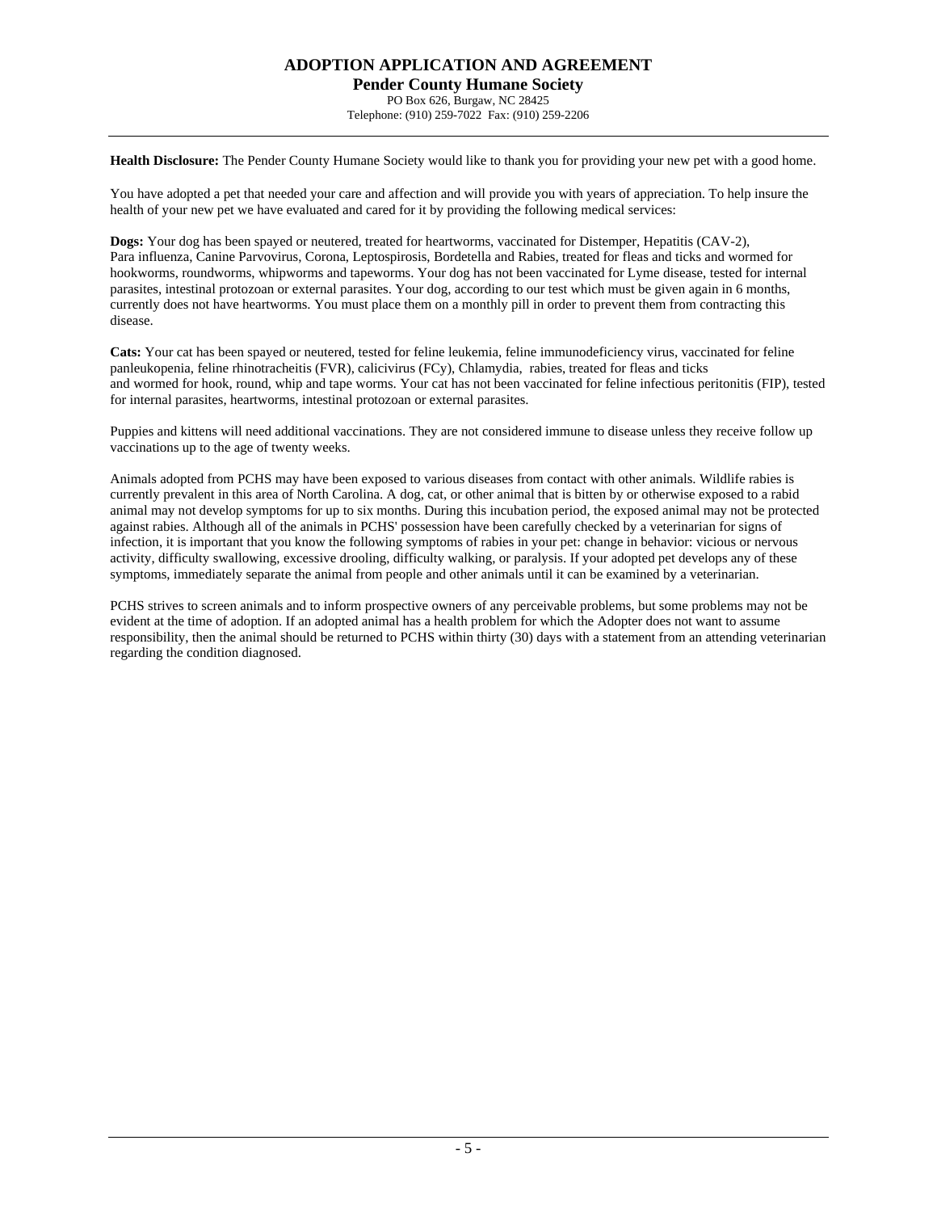# ADOPTION APPLICATION AND AGREEMENT

## Pender County Humane Society

PO Box 626, Burgaw, NC 28425
Telephone: (910) 259-7022 Fax: (910) 259-2206

---

**Health Disclosure:** The Pender County Humane Society would like to thank you for providing your new pet with a good home.

You have adopted a pet that needed your care and affection and will provide you with years of appreciation. To help insure the health of your new pet we have evaluated and cared for it by providing the following medical services:

**Dogs:** Your dog has been spayed or neutered, treated for heartworms, vaccinated for Distemper, Hepatitis (CAV-2), Para influenza, Canine Parvovirus, Corona, Leptospirosis, Bordetella and Rabies, treated for fleas and ticks and wormed for hookworms, roundworms, whipworms and tapeworms. Your dog has not been vaccinated for Lyme disease, tested for internal parasites, intestinal protozoan or external parasites. Your dog, according to our test which must be given again in 6 months, currently does not have heartworms. You must place them on a monthly pill in order to prevent them from contracting this disease.

**Cats:** Your cat has been spayed or neutered, tested for feline leukemia, feline immunodeficiency virus, vaccinated for feline panleukopenia, feline rhinotracheitis (FVR), calicivirus (FCy), Chlamydia, rabies, treated for fleas and ticks and wormed for hook, round, whip and tape worms. Your cat has not been vaccinated for feline infectious peritonitis (FIP), tested for internal parasites, heartworms, intestinal protozoan or external parasites.

Puppies and kittens will need additional vaccinations. They are not considered immune to disease unless they receive follow up vaccinations up to the age of twenty weeks.

Animals adopted from PCHS may have been exposed to various diseases from contact with other animals. Wildlife rabies is currently prevalent in this area of North Carolina. A dog, cat, or other animal that is bitten by or otherwise exposed to a rabid animal may not develop symptoms for up to six months. During this incubation period, the exposed animal may not be protected against rabies. Although all of the animals in PCHS' possession have been carefully checked by a veterinarian for signs of infection, it is important that you know the following symptoms of rabies in your pet: change in behavior: vicious or nervous activity, difficulty swallowing, excessive drooling, difficulty walking, or paralysis. If your adopted pet develops any of these symptoms, immediately separate the animal from people and other animals until it can be examined by a veterinarian.

PCHS strives to screen animals and to inform prospective owners of any perceivable problems, but some problems may not be evident at the time of adoption. If an adopted animal has a health problem for which the Adopter does not want to assume responsibility, then the animal should be returned to PCHS within thirty (30) days with a statement from an attending veterinarian regarding the condition diagnosed.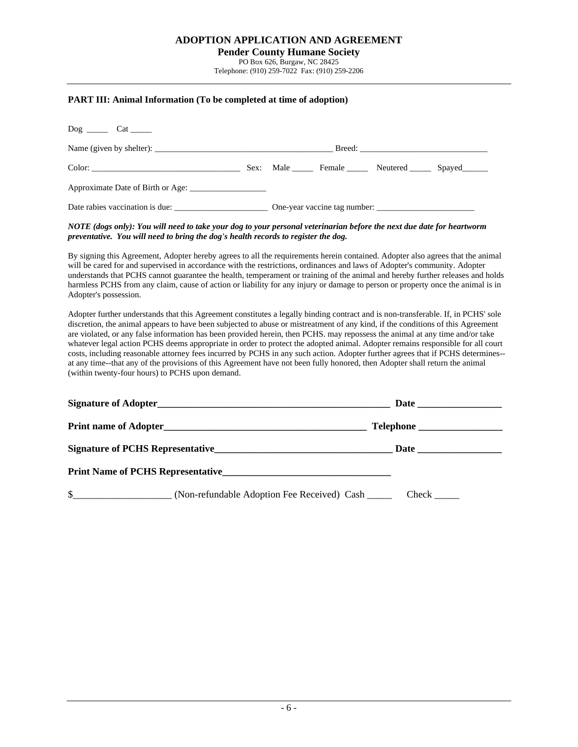**ADOPTION APPLICATION AND AGREEMENT**

**Pender County Humane Society**

PO Box 626, Burgaw, NC 28425

Telephone: (910) 259-7022 Fax: (910) 259-2206

**PART III: Animal Information (To be completed at time of adoption)**

Dog _____ Cat _____

Name (given by shelter): _________________________________________ Breed: _____________________________

Color: __________________________________ Sex: Male _____ Female _____ Neutered _____ Spayed______

Approximate Date of Birth or Age: _________________

Date rabies vaccination is due: _____________________ One-year vaccine tag number: ______________________

***NOTE (dogs only): You will need to take your dog to your personal veterinarian before the next due date for heartworm preventative. You will need to bring the dog's health records to register the dog.***

By signing this Agreement, Adopter hereby agrees to all the requirements herein contained. Adopter also agrees that the animal will be cared for and supervised in accordance with the restrictions, ordinances and laws of Adopter's community. Adopter understands that PCHS cannot guarantee the health, temperament or training of the animal and hereby further releases and holds harmless PCHS from any claim, cause of action or liability for any injury or damage to person or property once the animal is in Adopter's possession.

Adopter further understands that this Agreement constitutes a legally binding contract and is non-transferable. If, in PCHS' sole discretion, the animal appears to have been subjected to abuse or mistreatment of any kind, if the conditions of this Agreement are violated, or any false information has been provided herein, then PCHS. may repossess the animal at any time and/or take whatever legal action PCHS deems appropriate in order to protect the adopted animal. Adopter remains responsible for all court costs, including reasonable attorney fees incurred by PCHS in any such action. Adopter further agrees that if PCHS determines--at any time--that any of the provisions of this Agreement have not been fully honored, then Adopter shall return the animal (within twenty-four hours) to PCHS upon demand.

**Signature of Adopter_________________________________________________ Date _________________**

**Print name of Adopter_________________________________________ Telephone _________________**

**Signature of PCHS Representative___________________________________ Date _________________**

**Print Name of PCHS Representative__________________________________**

$___________________ (Non-refundable Adoption Fee Received) Cash _____ Check _____